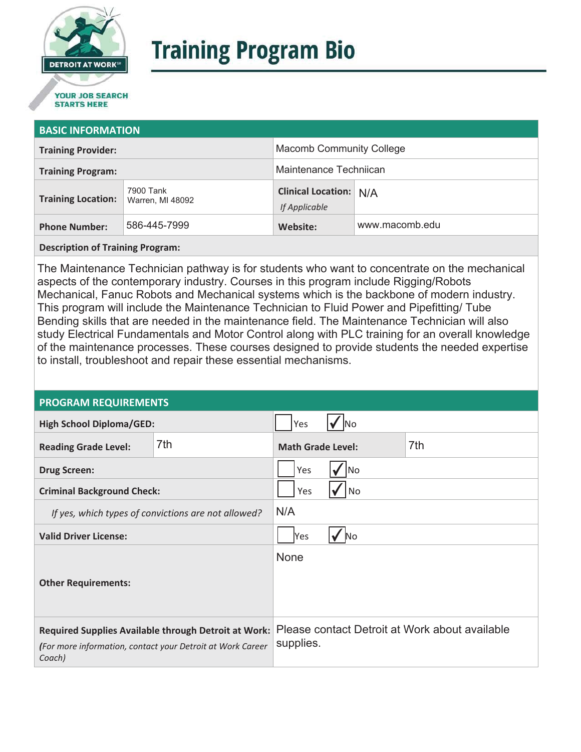DETROIT AT WORK℠

YOUR JOB SEARCH STARTS HERE

# Training Program Bio

## BASIC INFORMATION

| | | | |
|---|---|---|---|
| **Training Provider:** | | Macomb Community College | |
| **Training Program:** | | Maintenance Techniican | |
| **Training Location:** | 7900 Tank<br>Warren, MI 48092 | **Clinical Location:** *If Applicable* | N/A |
| **Phone Number:** | 586-445-7999 | **Website:** | www.macomb.edu |

**Description of Training Program:**

The Maintenance Technician pathway is for students who want to concentrate on the mechanical aspects of the contemporary industry. Courses in this program include Rigging/Robots Mechanical, Fanuc Robots and Mechanical systems which is the backbone of modern industry. This program will include the Maintenance Technician to Fluid Power and Pipefitting/ Tube Bending skills that are needed in the maintenance field. The Maintenance Technician will also study Electrical Fundamentals and Motor Control along with PLC training for an overall knowledge of the maintenance processes. These courses designed to provide students the needed expertise to install, troubleshoot and repair these essential mechanisms.

## PROGRAM REQUIREMENTS

| | | | |
|---|---|---|---|
| **High School Diploma/GED:** | | ☐ Yes ☑ No | |
| **Reading Grade Level:** | 7th | **Math Grade Level:** | 7th |
| **Drug Screen:** | | ☐ Yes ☑ No | |
| **Criminal Background Check:** | | ☐ Yes ☑ No | |
| *If yes, which types of convictions are not allowed?* | | N/A | |
| **Valid Driver License:** | | ☐ Yes ☑ No | |
| **Other Requirements:** | | None | |
| **Required Supplies Available through Detroit at Work:** *(For more information, contact your Detroit at Work Career Coach)* | | Please contact Detroit at Work about available supplies. | |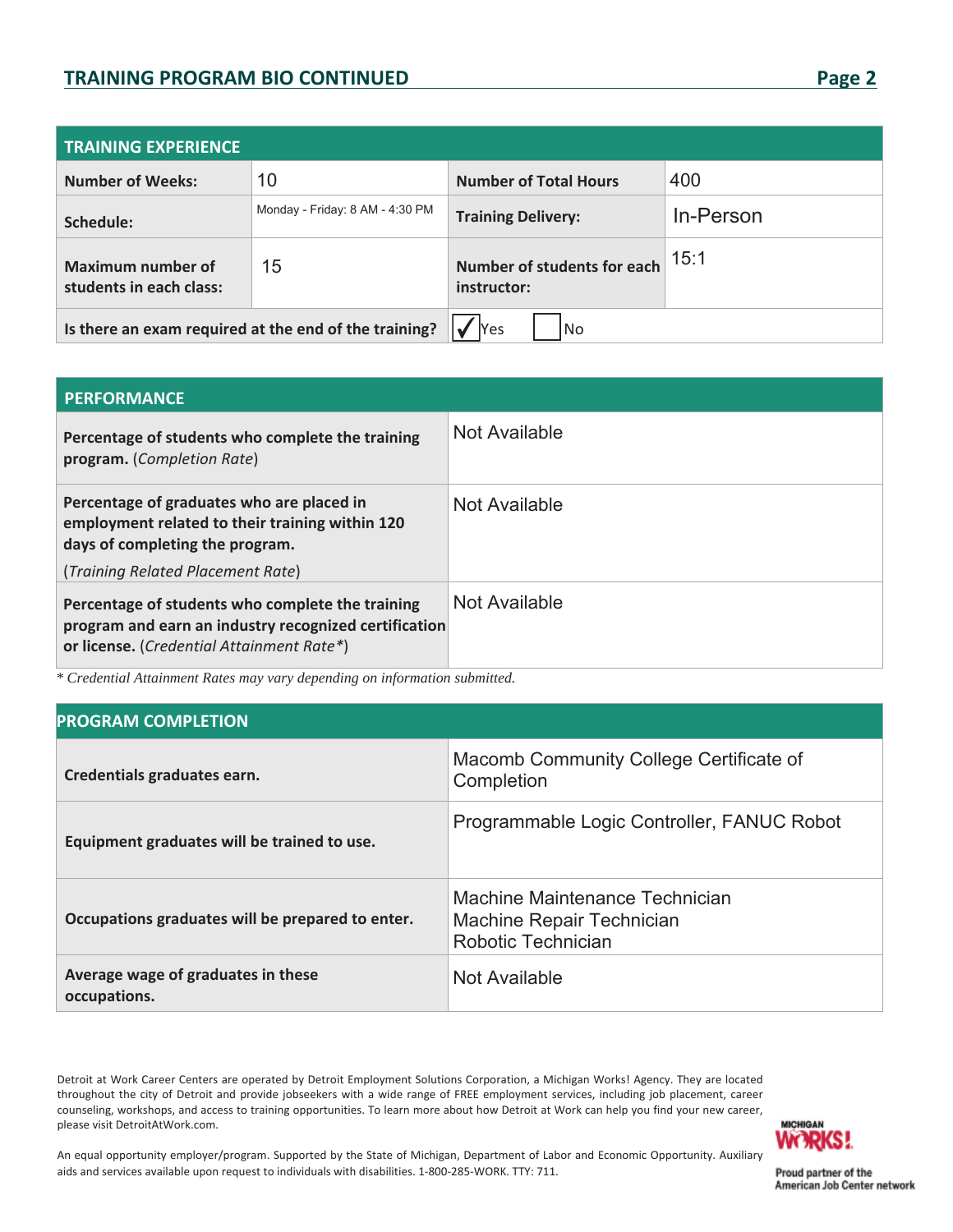## TRAINING PROGRAM BIO CONTINUED

| TRAINING EXPERIENCE | | | |
|---|---|---|---|
| **Number of Weeks:** | 10 | **Number of Total Hours** | 400 |
| **Schedule:** | Monday - Friday: 8 AM - 4:30 PM | **Training Delivery:** | In-Person |
| **Maximum number of students in each class:** | 15 | **Number of students for each instructor:** | 15:1 |
| **Is there an exam required at the end of the training?** | ☑ Yes ☐ No | | |

| PERFORMANCE | |
|---|---|
| **Percentage of students who complete the training program.** (*Completion Rate*) | Not Available |
| **Percentage of graduates who are placed in employment related to their training within 120 days of completing the program.** (*Training Related Placement Rate*) | Not Available |
| **Percentage of students who complete the training program and earn an industry recognized certification or license.** (*Credential Attainment Rate**) | Not Available |

*\* Credential Attainment Rates may vary depending on information submitted.*

| PROGRAM COMPLETION | |
|---|---|
| **Credentials graduates earn.** | Macomb Community College Certificate of Completion |
| **Equipment graduates will be trained to use.** | Programmable Logic Controller, FANUC Robot |
| **Occupations graduates will be prepared to enter.** | Machine Maintenance Technician<br>Machine Repair Technician<br>Robotic Technician |
| **Average wage of graduates in these occupations.** | Not Available |

Detroit at Work Career Centers are operated by Detroit Employment Solutions Corporation, a Michigan Works! Agency. They are located throughout the city of Detroit and provide jobseekers with a wide range of FREE employment services, including job placement, career counseling, workshops, and access to training opportunities. To learn more about how Detroit at Work can help you find your new career, please visit DetroitAtWork.com.

An equal opportunity employer/program. Supported by the State of Michigan, Department of Labor and Economic Opportunity. Auxiliary aids and services available upon request to individuals with disabilities. 1-800-285-WORK. TTY: 711.

MICHIGAN WORKS!
Proud partner of the American Job Center network